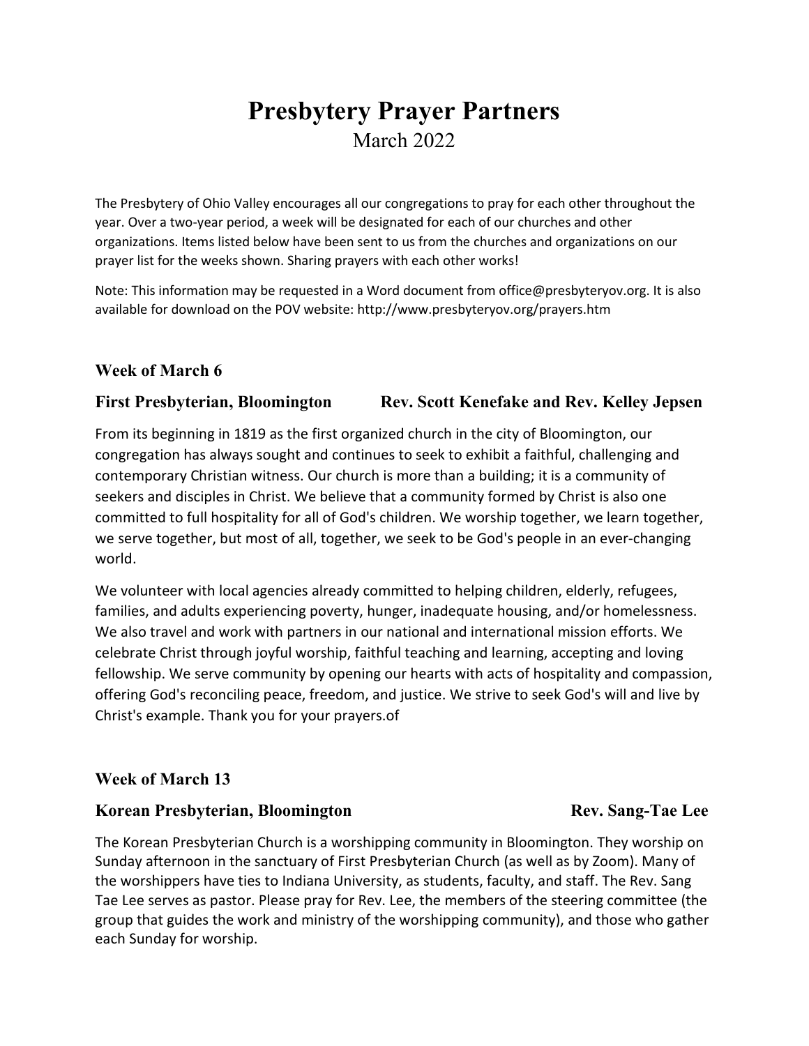# Presbytery Prayer Partners

March 2022

The Presbytery of Ohio Valley encourages all our congregations to pray for each other throughout the year. Over a two-year period, a week will be designated for each of our churches and other organizations. Items listed below have been sent to us from the churches and organizations on our prayer list for the weeks shown. Sharing prayers with each other works!

Note: This information may be requested in a Word document from office@presbyteryov.org. It is also available for download on the POV website: http://www.presbyteryov.org/prayers.htm

## Week of March 6

### First Presbyterian, Bloomington — Rev. Scott Kenefake and Rev. Kelley Jepsen

From its beginning in 1819 as the first organized church in the city of Bloomington, our congregation has always sought and continues to seek to exhibit a faithful, challenging and contemporary Christian witness. Our church is more than a building; it is a community of seekers and disciples in Christ. We believe that a community formed by Christ is also one committed to full hospitality for all of God's children. We worship together, we learn together, we serve together, but most of all, together, we seek to be God's people in an ever-changing world.

We volunteer with local agencies already committed to helping children, elderly, refugees, families, and adults experiencing poverty, hunger, inadequate housing, and/or homelessness. We also travel and work with partners in our national and international mission efforts. We celebrate Christ through joyful worship, faithful teaching and learning, accepting and loving fellowship. We serve community by opening our hearts with acts of hospitality and compassion, offering God's reconciling peace, freedom, and justice. We strive to seek God's will and live by Christ's example. Thank you for your prayers.of

## Week of March 13

### Korean Presbyterian, Bloomington — Rev. Sang-Tae Lee

The Korean Presbyterian Church is a worshipping community in Bloomington. They worship on Sunday afternoon in the sanctuary of First Presbyterian Church (as well as by Zoom). Many of the worshippers have ties to Indiana University, as students, faculty, and staff. The Rev. Sang Tae Lee serves as pastor. Please pray for Rev. Lee, the members of the steering committee (the group that guides the work and ministry of the worshipping community), and those who gather each Sunday for worship.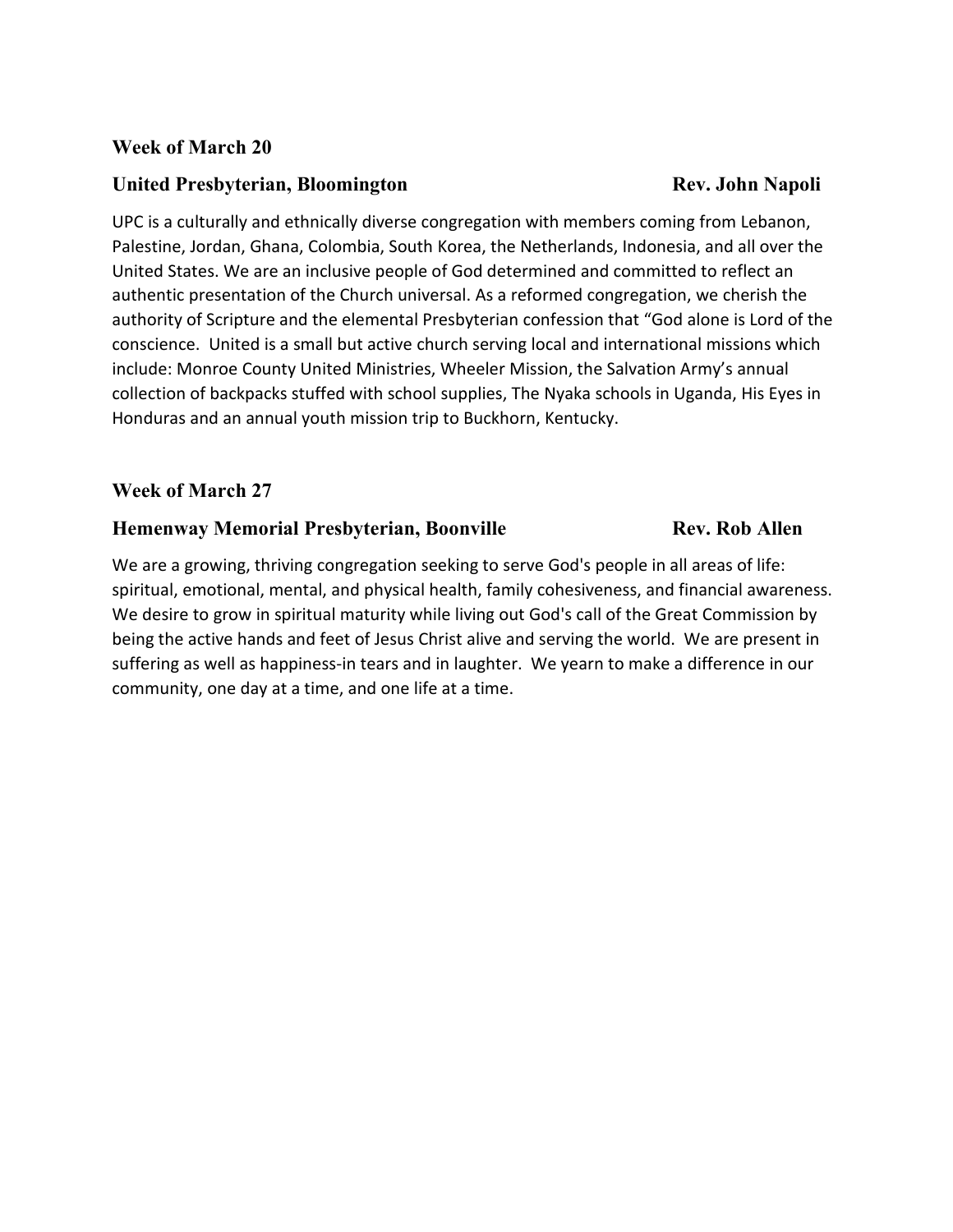**Week of March 20**

**United Presbyterian, Bloomington** **Rev. John Napoli**

UPC is a culturally and ethnically diverse congregation with members coming from Lebanon, Palestine, Jordan, Ghana, Colombia, South Korea, the Netherlands, Indonesia, and all over the United States. We are an inclusive people of God determined and committed to reflect an authentic presentation of the Church universal. As a reformed congregation, we cherish the authority of Scripture and the elemental Presbyterian confession that "God alone is Lord of the conscience. United is a small but active church serving local and international missions which include: Monroe County United Ministries, Wheeler Mission, the Salvation Army's annual collection of backpacks stuffed with school supplies, The Nyaka schools in Uganda, His Eyes in Honduras and an annual youth mission trip to Buckhorn, Kentucky.

**Week of March 27**

**Hemenway Memorial Presbyterian, Boonville** **Rev. Rob Allen**

We are a growing, thriving congregation seeking to serve God's people in all areas of life: spiritual, emotional, mental, and physical health, family cohesiveness, and financial awareness. We desire to grow in spiritual maturity while living out God's call of the Great Commission by being the active hands and feet of Jesus Christ alive and serving the world. We are present in suffering as well as happiness-in tears and in laughter. We yearn to make a difference in our community, one day at a time, and one life at a time.